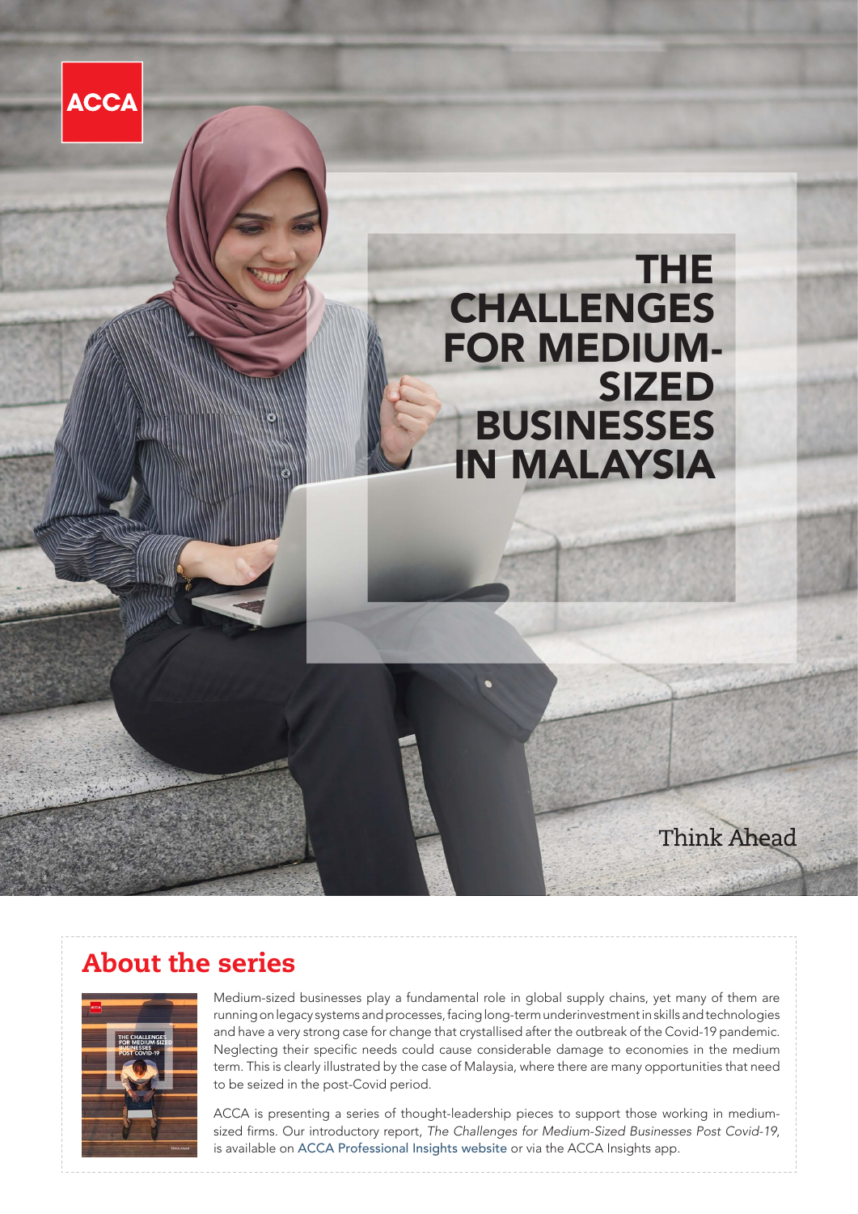ACCA

# THE CHALLENGES FOR MEDIUM-SIZED BUSINESSES IN MALAYSIA

Think Ahead

## About the series

Medium-sized businesses play a fundamental role in global supply chains, yet many of them are running on legacy systems and processes, facing long-term underinvestment in skills and technologies and have a very strong case for change that crystallised after the outbreak of the Covid-19 pandemic. Neglecting their specific needs could cause considerable damage to economies in the medium term. This is clearly illustrated by the case of Malaysia, where there are many opportunities that need to be seized in the post-Covid period.

ACCA is presenting a series of thought-leadership pieces to support those working in medium-sized firms. Our introductory report, *The Challenges for Medium-Sized Businesses Post Covid-19*, is available on ACCA Professional Insights website or via the ACCA Insights app.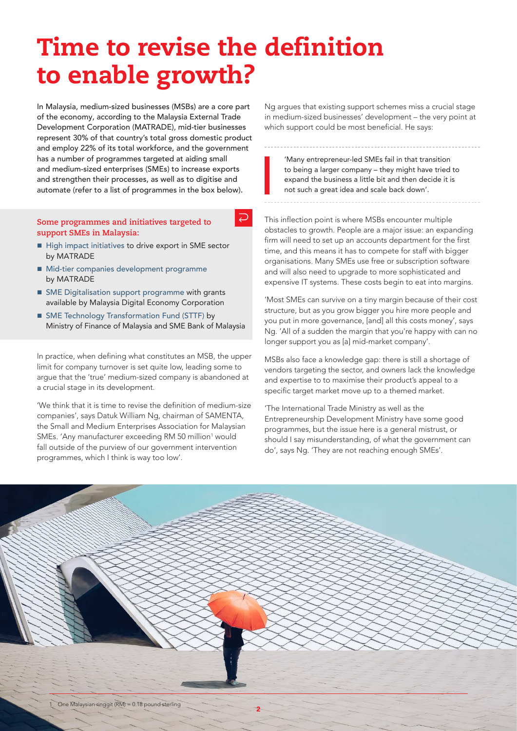# Time to revise the definition to enable growth?

In Malaysia, medium-sized businesses (MSBs) are a core part of the economy, according to the Malaysia External Trade Development Corporation (MATRADE), mid-tier businesses represent 30% of that country's total gross domestic product and employ 22% of its total workforce, and the government has a number of programmes targeted at aiding small and medium-sized enterprises (SMEs) to increase exports and strengthen their processes, as well as to digitise and automate (refer to a list of programmes in the box below).

### Some programmes and initiatives targeted to support SMEs in Malaysia:

- High impact initiatives to drive export in SME sector by MATRADE
- Mid-tier companies development programme by MATRADE
- SME Digitalisation support programme with grants available by Malaysia Digital Economy Corporation
- SME Technology Transformation Fund (STTF) by Ministry of Finance of Malaysia and SME Bank of Malaysia

In practice, when defining what constitutes an MSB, the upper limit for company turnover is set quite low, leading some to argue that the 'true' medium-sized company is abandoned at a crucial stage in its development.

'We think that it is time to revise the definition of medium-size companies', says Datuk William Ng, chairman of SAMENTA, the Small and Medium Enterprises Association for Malaysian SMEs. 'Any manufacturer exceeding RM 50 million[1] would fall outside of the purview of our government intervention programmes, which I think is way too low'.

Ng argues that existing support schemes miss a crucial stage in medium-sized businesses' development – the very point at which support could be most beneficial. He says:

> 'Many entrepreneur-led SMEs fail in that transition to being a larger company – they might have tried to expand the business a little bit and then decide it is not such a great idea and scale back down'.

This inflection point is where MSBs encounter multiple obstacles to growth. People are a major issue: an expanding firm will need to set up an accounts department for the first time, and this means it has to compete for staff with bigger organisations. Many SMEs use free or subscription software and will also need to upgrade to more sophisticated and expensive IT systems. These costs begin to eat into margins.

'Most SMEs can survive on a tiny margin because of their cost structure, but as you grow bigger you hire more people and you put in more governance, [and] all this costs money', says Ng. 'All of a sudden the margin that you're happy with can no longer support you as [a] mid-market company'.

MSBs also face a knowledge gap: there is still a shortage of vendors targeting the sector, and owners lack the knowledge and expertise to to maximise their product's appeal to a specific target market move up to a themed market.

'The International Trade Ministry as well as the Entrepreneurship Development Ministry have some good programmes, but the issue here is a general mistrust, or should I say misunderstanding, of what the government can do', says Ng. 'They are not reaching enough SMEs'.

[1] One Malaysian ringgit (RM) = 0.18 pound sterling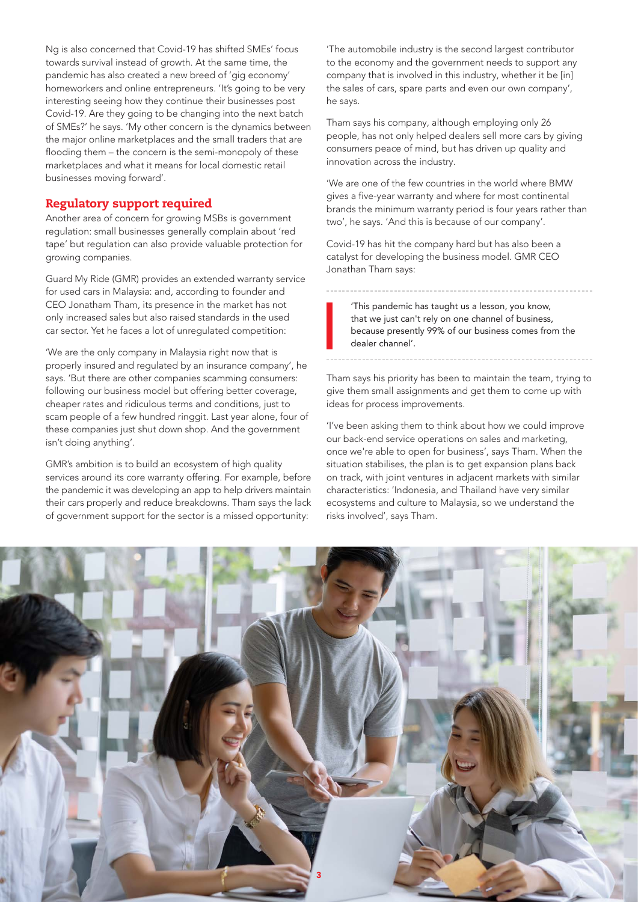Ng is also concerned that Covid-19 has shifted SMEs' focus towards survival instead of growth. At the same time, the pandemic has also created a new breed of 'gig economy' homeworkers and online entrepreneurs. 'It's going to be very interesting seeing how they continue their businesses post Covid-19. Are they going to be changing into the next batch of SMEs?' he says. 'My other concern is the dynamics between the major online marketplaces and the small traders that are flooding them – the concern is the semi-monopoly of these marketplaces and what it means for local domestic retail businesses moving forward'.

## Regulatory support required

Another area of concern for growing MSBs is government regulation: small businesses generally complain about 'red tape' but regulation can also provide valuable protection for growing companies.

Guard My Ride (GMR) provides an extended warranty service for used cars in Malaysia: and, according to founder and CEO Jonatham Tham, its presence in the market has not only increased sales but also raised standards in the used car sector. Yet he faces a lot of unregulated competition:

'We are the only company in Malaysia right now that is properly insured and regulated by an insurance company', he says. 'But there are other companies scamming consumers: following our business model but offering better coverage, cheaper rates and ridiculous terms and conditions, just to scam people of a few hundred ringgit. Last year alone, four of these companies just shut down shop. And the government isn't doing anything'.

GMR's ambition is to build an ecosystem of high quality services around its core warranty offering. For example, before the pandemic it was developing an app to help drivers maintain their cars properly and reduce breakdowns. Tham says the lack of government support for the sector is a missed opportunity:

'The automobile industry is the second largest contributor to the economy and the government needs to support any company that is involved in this industry, whether it be [in] the sales of cars, spare parts and even our own company', he says.

Tham says his company, although employing only 26 people, has not only helped dealers sell more cars by giving consumers peace of mind, but has driven up quality and innovation across the industry.

'We are one of the few countries in the world where BMW gives a five-year warranty and where for most continental brands the minimum warranty period is four years rather than two', he says. 'And this is because of our company'.

Covid-19 has hit the company hard but has also been a catalyst for developing the business model. GMR CEO Jonathan Tham says:

> 'This pandemic has taught us a lesson, you know, that we just can't rely on one channel of business, because presently 99% of our business comes from the dealer channel'.

Tham says his priority has been to maintain the team, trying to give them small assignments and get them to come up with ideas for process improvements.

'I've been asking them to think about how we could improve our back-end service operations on sales and marketing, once we're able to open for business', says Tham. When the situation stabilises, the plan is to get expansion plans back on track, with joint ventures in adjacent markets with similar characteristics: 'Indonesia, and Thailand have very similar ecosystems and culture to Malaysia, so we understand the risks involved', says Tham.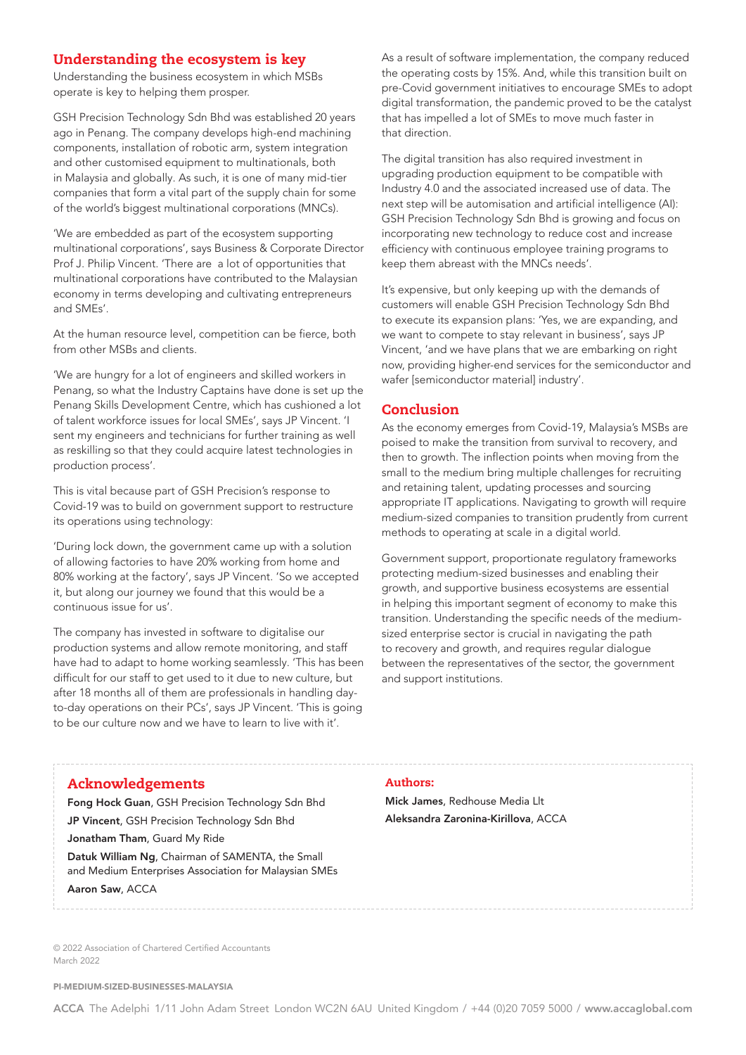## Understanding the ecosystem is key

Understanding the business ecosystem in which MSBs operate is key to helping them prosper.

GSH Precision Technology Sdn Bhd was established 20 years ago in Penang. The company develops high-end machining components, installation of robotic arm, system integration and other customised equipment to multinationals, both in Malaysia and globally. As such, it is one of many mid-tier companies that form a vital part of the supply chain for some of the world's biggest multinational corporations (MNCs).

'We are embedded as part of the ecosystem supporting multinational corporations', says Business & Corporate Director Prof J. Philip Vincent. 'There are a lot of opportunities that multinational corporations have contributed to the Malaysian economy in terms developing and cultivating entrepreneurs and SMEs'.

At the human resource level, competition can be fierce, both from other MSBs and clients.

'We are hungry for a lot of engineers and skilled workers in Penang, so what the Industry Captains have done is set up the Penang Skills Development Centre, which has cushioned a lot of talent workforce issues for local SMEs', says JP Vincent. 'I sent my engineers and technicians for further training as well as reskilling so that they could acquire latest technologies in production process'.

This is vital because part of GSH Precision's response to Covid-19 was to build on government support to restructure its operations using technology:

'During lock down, the government came up with a solution of allowing factories to have 20% working from home and 80% working at the factory', says JP Vincent. 'So we accepted it, but along our journey we found that this would be a continuous issue for us'.

The company has invested in software to digitalise our production systems and allow remote monitoring, and staff have had to adapt to home working seamlessly. 'This has been difficult for our staff to get used to it due to new culture, but after 18 months all of them are professionals in handling day-to-day operations on their PCs', says JP Vincent. 'This is going to be our culture now and we have to learn to live with it'.

As a result of software implementation, the company reduced the operating costs by 15%. And, while this transition built on pre-Covid government initiatives to encourage SMEs to adopt digital transformation, the pandemic proved to be the catalyst that has impelled a lot of SMEs to move much faster in that direction.

The digital transition has also required investment in upgrading production equipment to be compatible with Industry 4.0 and the associated increased use of data. The next step will be automisation and artificial intelligence (AI): GSH Precision Technology Sdn Bhd is growing and focus on incorporating new technology to reduce cost and increase efficiency with continuous employee training programs to keep them abreast with the MNCs needs'.

It's expensive, but only keeping up with the demands of customers will enable GSH Precision Technology Sdn Bhd to execute its expansion plans: 'Yes, we are expanding, and we want to compete to stay relevant in business', says JP Vincent, 'and we have plans that we are embarking on right now, providing higher-end services for the semiconductor and wafer [semiconductor material] industry'.

## Conclusion

As the economy emerges from Covid-19, Malaysia's MSBs are poised to make the transition from survival to recovery, and then to growth. The inflection points when moving from the small to the medium bring multiple challenges for recruiting and retaining talent, updating processes and sourcing appropriate IT applications. Navigating to growth will require medium-sized companies to transition prudently from current methods to operating at scale in a digital world.

Government support, proportionate regulatory frameworks protecting medium-sized businesses and enabling their growth, and supportive business ecosystems are essential in helping this important segment of economy to make this transition. Understanding the specific needs of the medium-sized enterprise sector is crucial in navigating the path to recovery and growth, and requires regular dialogue between the representatives of the sector, the government and support institutions.

## Acknowledgements

**Fong Hock Guan**, GSH Precision Technology Sdn Bhd

**JP Vincent**, GSH Precision Technology Sdn Bhd

**Jonatham Tham**, Guard My Ride

**Datuk William Ng**, Chairman of SAMENTA, the Small and Medium Enterprises Association for Malaysian SMEs

**Aaron Saw**, ACCA

### Authors:

**Mick James**, Redhouse Media Llt

**Aleksandra Zaronina-Kirillova**, ACCA

© 2022 Association of Chartered Certified Accountants
March 2022

PI-MEDIUM-SIZED-BUSINESSES-MALAYSIA

ACCA The Adelphi 1/11 John Adam Street London WC2N 6AU United Kingdom / +44 (0)20 7059 5000 / www.accaglobal.com